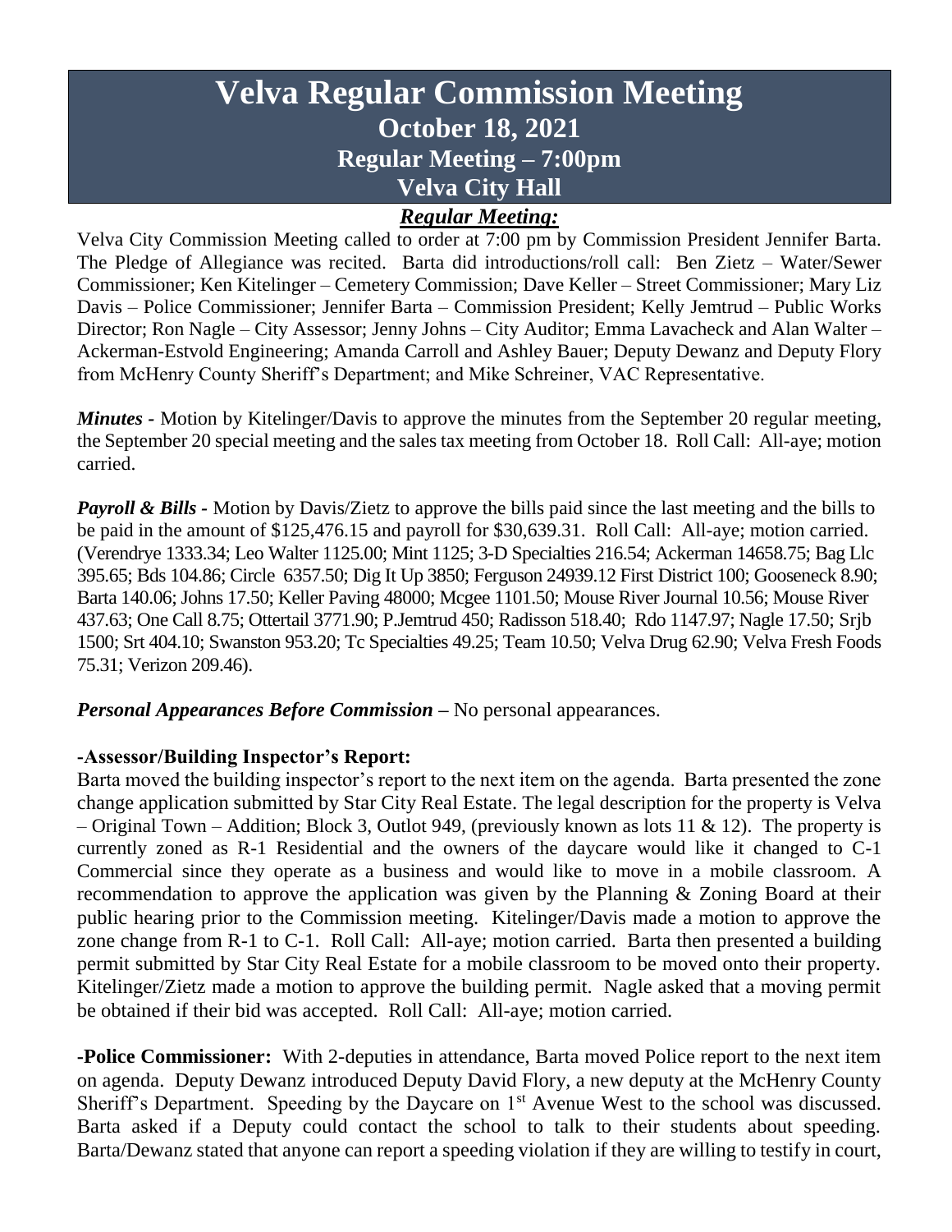# Velva Regular Commission Meeting

## October 18, 2021

## Regular Meeting – 7:00pm

## Velva City Hall

***Regular Meeting:***

Velva City Commission Meeting called to order at 7:00 pm by Commission President Jennifer Barta. The Pledge of Allegiance was recited. Barta did introductions/roll call: Ben Zietz – Water/Sewer Commissioner; Ken Kitelinger – Cemetery Commission; Dave Keller – Street Commissioner; Mary Liz Davis – Police Commissioner; Jennifer Barta – Commission President; Kelly Jemtrud – Public Works Director; Ron Nagle – City Assessor; Jenny Johns – City Auditor; Emma Lavacheck and Alan Walter – Ackerman-Estvold Engineering; Amanda Carroll and Ashley Bauer; Deputy Dewanz and Deputy Flory from McHenry County Sheriff's Department; and Mike Schreiner, VAC Representative.

***Minutes -*** Motion by Kitelinger/Davis to approve the minutes from the September 20 regular meeting, the September 20 special meeting and the sales tax meeting from October 18. Roll Call: All-aye; motion carried.

***Payroll & Bills -*** Motion by Davis/Zietz to approve the bills paid since the last meeting and the bills to be paid in the amount of $125,476.15 and payroll for $30,639.31. Roll Call: All-aye; motion carried. (Verendrye 1333.34; Leo Walter 1125.00; Mint 1125; 3-D Specialties 216.54; Ackerman 14658.75; Bag Llc 395.65; Bds 104.86; Circle 6357.50; Dig It Up 3850; Ferguson 24939.12 First District 100; Gooseneck 8.90; Barta 140.06; Johns 17.50; Keller Paving 48000; Mcgee 1101.50; Mouse River Journal 10.56; Mouse River 437.63; One Call 8.75; Ottertail 3771.90; P.Jemtrud 450; Radisson 518.40; Rdo 1147.97; Nagle 17.50; Srjb 1500; Srt 404.10; Swanston 953.20; Tc Specialties 49.25; Team 10.50; Velva Drug 62.90; Velva Fresh Foods 75.31; Verizon 209.46).

***Personal Appearances Before Commission –*** No personal appearances.

**-Assessor/Building Inspector's Report:**

Barta moved the building inspector's report to the next item on the agenda. Barta presented the zone change application submitted by Star City Real Estate. The legal description for the property is Velva – Original Town – Addition; Block 3, Outlot 949, (previously known as lots 11 & 12). The property is currently zoned as R-1 Residential and the owners of the daycare would like it changed to C-1 Commercial since they operate as a business and would like to move in a mobile classroom. A recommendation to approve the application was given by the Planning & Zoning Board at their public hearing prior to the Commission meeting. Kitelinger/Davis made a motion to approve the zone change from R-1 to C-1. Roll Call: All-aye; motion carried. Barta then presented a building permit submitted by Star City Real Estate for a mobile classroom to be moved onto their property. Kitelinger/Zietz made a motion to approve the building permit. Nagle asked that a moving permit be obtained if their bid was accepted. Roll Call: All-aye; motion carried.

**-Police Commissioner:** With 2-deputies in attendance, Barta moved Police report to the next item on agenda. Deputy Dewanz introduced Deputy David Flory, a new deputy at the McHenry County Sheriff's Department. Speeding by the Daycare on 1st Avenue West to the school was discussed. Barta asked if a Deputy could contact the school to talk to their students about speeding. Barta/Dewanz stated that anyone can report a speeding violation if they are willing to testify in court,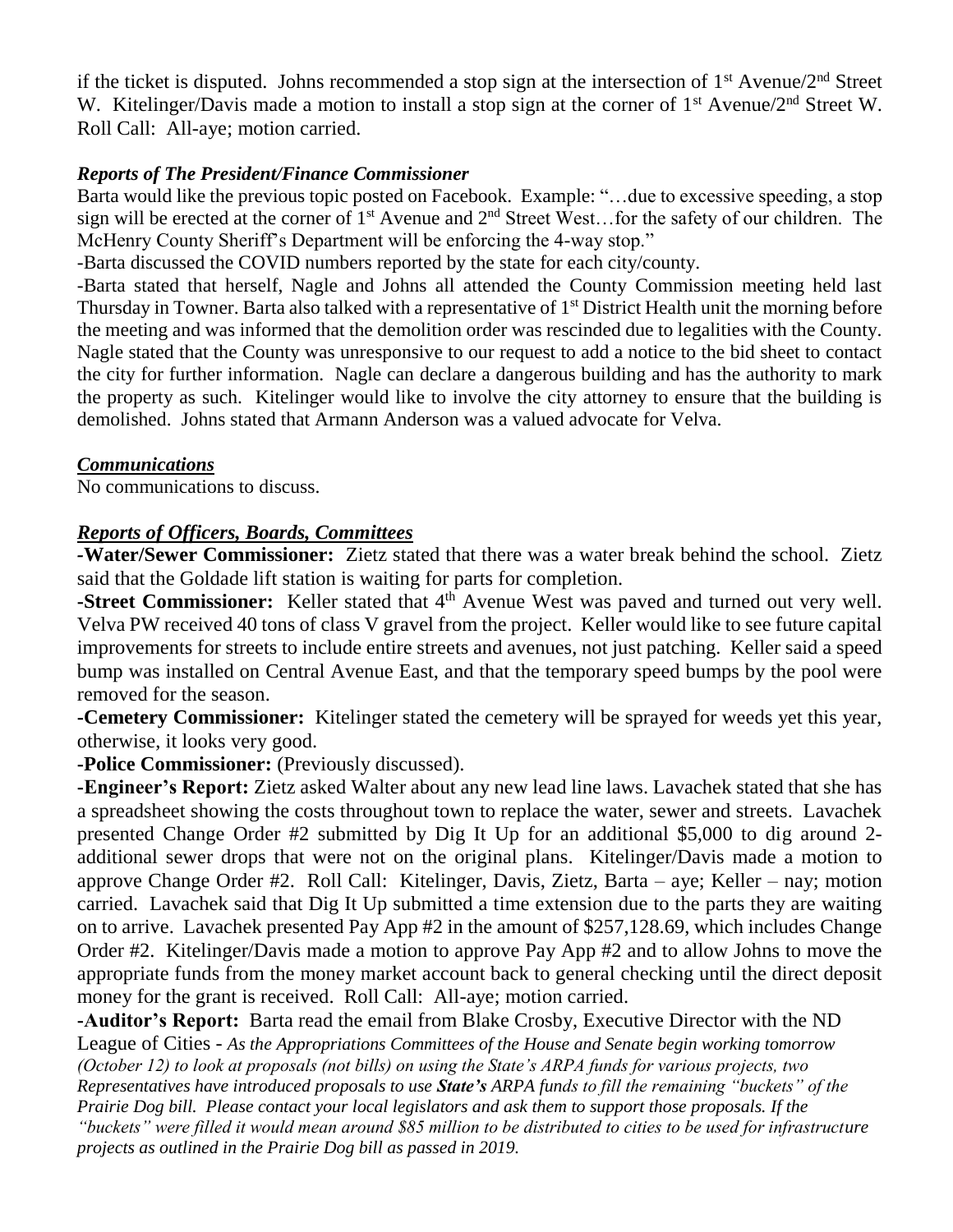if the ticket is disputed. Johns recommended a stop sign at the intersection of 1st Avenue/2nd Street W. Kitelinger/Davis made a motion to install a stop sign at the corner of 1st Avenue/2nd Street W. Roll Call: All-aye; motion carried.

### *Reports of The President/Finance Commissioner*

Barta would like the previous topic posted on Facebook. Example: "…due to excessive speeding, a stop sign will be erected at the corner of 1st Avenue and 2nd Street West…for the safety of our children. The McHenry County Sheriff's Department will be enforcing the 4-way stop."

-Barta discussed the COVID numbers reported by the state for each city/county.

-Barta stated that herself, Nagle and Johns all attended the County Commission meeting held last Thursday in Towner. Barta also talked with a representative of 1st District Health unit the morning before the meeting and was informed that the demolition order was rescinded due to legalities with the County. Nagle stated that the County was unresponsive to our request to add a notice to the bid sheet to contact the city for further information. Nagle can declare a dangerous building and has the authority to mark the property as such. Kitelinger would like to involve the city attorney to ensure that the building is demolished. Johns stated that Armann Anderson was a valued advocate for Velva.

### *Communications*

No communications to discuss.

### *Reports of Officers, Boards, Committees*

**-Water/Sewer Commissioner:** Zietz stated that there was a water break behind the school. Zietz said that the Goldade lift station is waiting for parts for completion.

**-Street Commissioner:** Keller stated that 4th Avenue West was paved and turned out very well. Velva PW received 40 tons of class V gravel from the project. Keller would like to see future capital improvements for streets to include entire streets and avenues, not just patching. Keller said a speed bump was installed on Central Avenue East, and that the temporary speed bumps by the pool were removed for the season.

**-Cemetery Commissioner:** Kitelinger stated the cemetery will be sprayed for weeds yet this year, otherwise, it looks very good.

**-Police Commissioner:** (Previously discussed).

**-Engineer's Report:** Zietz asked Walter about any new lead line laws. Lavachek stated that she has a spreadsheet showing the costs throughout town to replace the water, sewer and streets. Lavachek presented Change Order #2 submitted by Dig It Up for an additional $5,000 to dig around 2-additional sewer drops that were not on the original plans. Kitelinger/Davis made a motion to approve Change Order #2. Roll Call: Kitelinger, Davis, Zietz, Barta – aye; Keller – nay; motion carried. Lavachek said that Dig It Up submitted a time extension due to the parts they are waiting on to arrive. Lavachek presented Pay App #2 in the amount of $257,128.69, which includes Change Order #2. Kitelinger/Davis made a motion to approve Pay App #2 and to allow Johns to move the appropriate funds from the money market account back to general checking until the direct deposit money for the grant is received. Roll Call: All-aye; motion carried.

**-Auditor's Report:** Barta read the email from Blake Crosby, Executive Director with the ND League of Cities - *As the Appropriations Committees of the House and Senate begin working tomorrow (October 12) to look at proposals (not bills) on using the State's ARPA funds for various projects, two Representatives have introduced proposals to use* ***State's*** *ARPA funds to fill the remaining "buckets" of the Prairie Dog bill. Please contact your local legislators and ask them to support those proposals. If the "buckets" were filled it would mean around $85 million to be distributed to cities to be used for infrastructure projects as outlined in the Prairie Dog bill as passed in 2019.*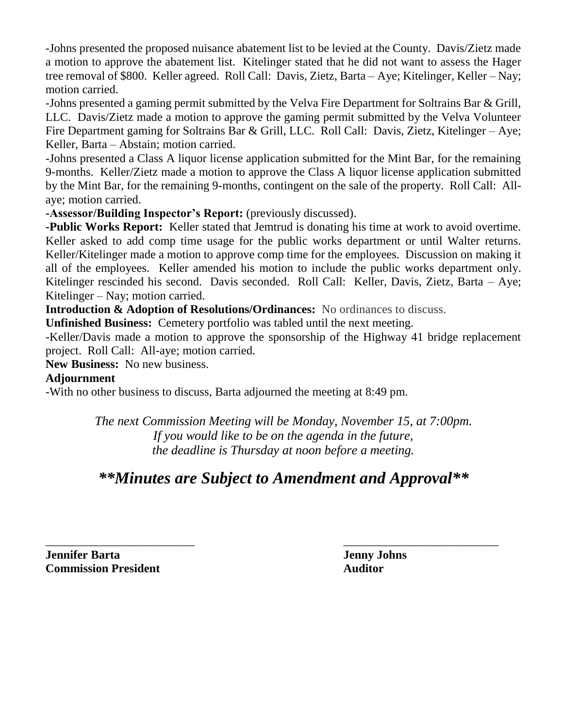-Johns presented the proposed nuisance abatement list to be levied at the County. Davis/Zietz made a motion to approve the abatement list. Kitelinger stated that he did not want to assess the Hager tree removal of $800. Keller agreed. Roll Call: Davis, Zietz, Barta – Aye; Kitelinger, Keller – Nay; motion carried.

-Johns presented a gaming permit submitted by the Velva Fire Department for Soltrains Bar & Grill, LLC. Davis/Zietz made a motion to approve the gaming permit submitted by the Velva Volunteer Fire Department gaming for Soltrains Bar & Grill, LLC. Roll Call: Davis, Zietz, Kitelinger – Aye; Keller, Barta – Abstain; motion carried.

-Johns presented a Class A liquor license application submitted for the Mint Bar, for the remaining 9-months. Keller/Zietz made a motion to approve the Class A liquor license application submitted by the Mint Bar, for the remaining 9-months, contingent on the sale of the property. Roll Call: All-aye; motion carried.

**-Assessor/Building Inspector's Report:** (previously discussed).

-**Public Works Report:** Keller stated that Jemtrud is donating his time at work to avoid overtime. Keller asked to add comp time usage for the public works department or until Walter returns. Keller/Kitelinger made a motion to approve comp time for the employees. Discussion on making it all of the employees. Keller amended his motion to include the public works department only. Kitelinger rescinded his second. Davis seconded. Roll Call: Keller, Davis, Zietz, Barta – Aye; Kitelinger – Nay; motion carried.

**Introduction & Adoption of Resolutions/Ordinances:** No ordinances to discuss.

**Unfinished Business:** Cemetery portfolio was tabled until the next meeting.

-Keller/Davis made a motion to approve the sponsorship of the Highway 41 bridge replacement project. Roll Call: All-aye; motion carried.

**New Business:** No new business.

**Adjournment**

-With no other business to discuss, Barta adjourned the meeting at 8:49 pm.

*The next Commission Meeting will be Monday, November 15, at 7:00pm.*
*If you would like to be on the agenda in the future,*
*the deadline is Thursday at noon before a meeting.*

## ***\*\*Minutes are Subject to Amendment and Approval\*\****

___________________________ ___________________________

**Jennifer Barta**
**Commission President**

**Jenny Johns**
**Auditor**